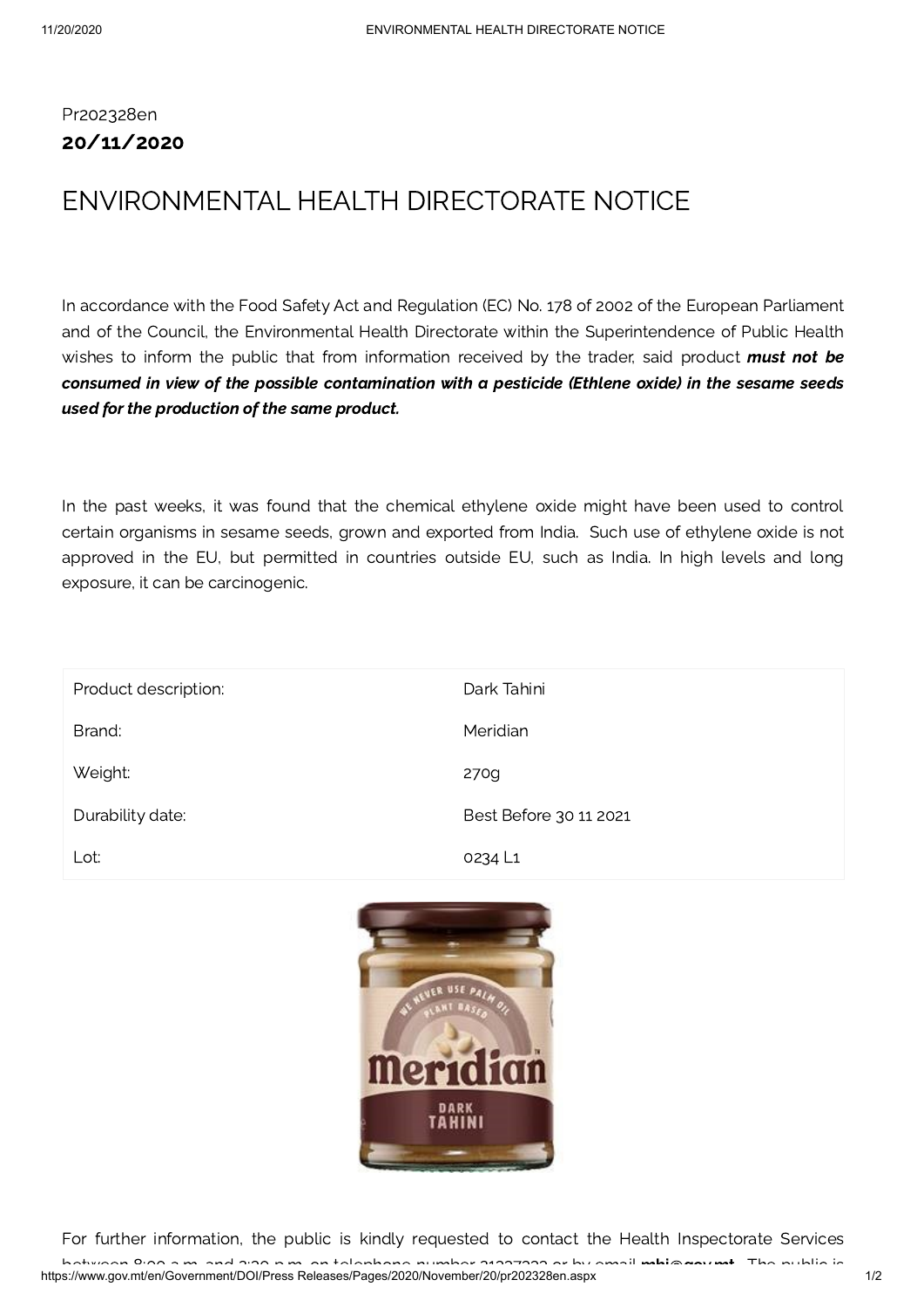Pr202328en

**20/11/2020**

# ENVIRONMENTAL HEALTH DIRECTORATE NOTICE

In accordance with the Food Safety Act and Regulation (EC) No. 178 of 2002 of the European Parliament and of the Council, the Environmental Health Directorate within the Superintendence of Public Health wishes to inform the public that from information received by the trader, said product ***must not be consumed in view of the possible contamination with a pesticide (Ethlene oxide) in the sesame seeds used for the production of the same product.***

In the past weeks, it was found that the chemical ethylene oxide might have been used to control certain organisms in sesame seeds, grown and exported from India. Such use of ethylene oxide is not approved in the EU, but permitted in countries outside EU, such as India. In high levels and long exposure, it can be carcinogenic.

| Product description: | Dark Tahini |
|---|---|
| Brand: | Meridian |
| Weight: | 270g |
| Durability date: | Best Before 30 11 2021 |
| Lot: | 0234 L1 |

For further information, the public is kindly requested to contact the Health Inspectorate Services between 8:00 a.m. and 2:30 p.m. on telephone number 21337333 or by email **mhi@gov.mt**. The public is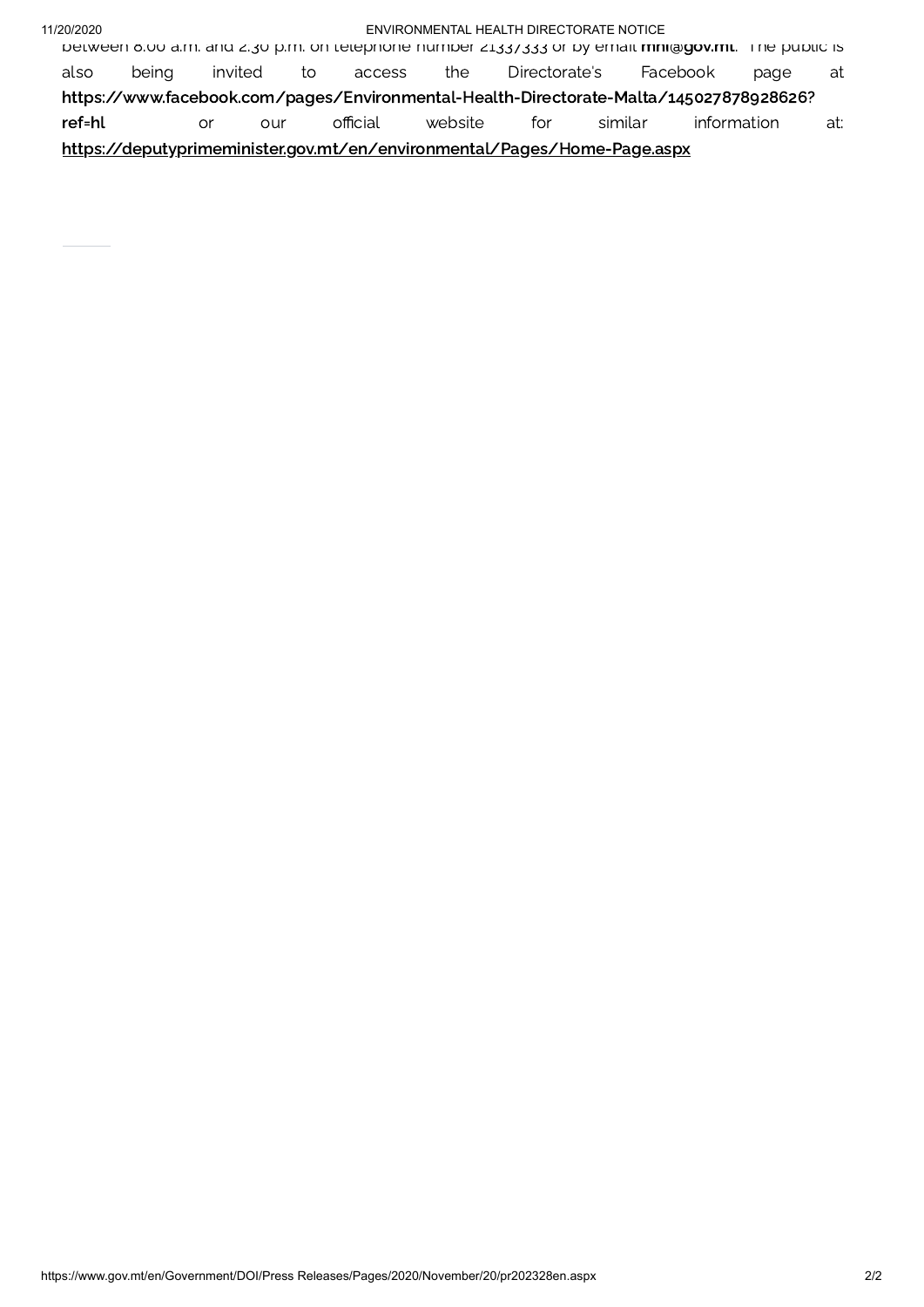between 8.00 a.m. and 2.30 p.m. on telephone number 21337333 or by email **mhi@gov.mt**. The public is also being invited to access the Directorate's Facebook page at **https://www.facebook.com/pages/Environmental-Health-Directorate-Malta/145027878928626?ref=hl** or our official website for similar information at: **https://deputyprimeminister.gov.mt/en/environmental/Pages/Home-Page.aspx**